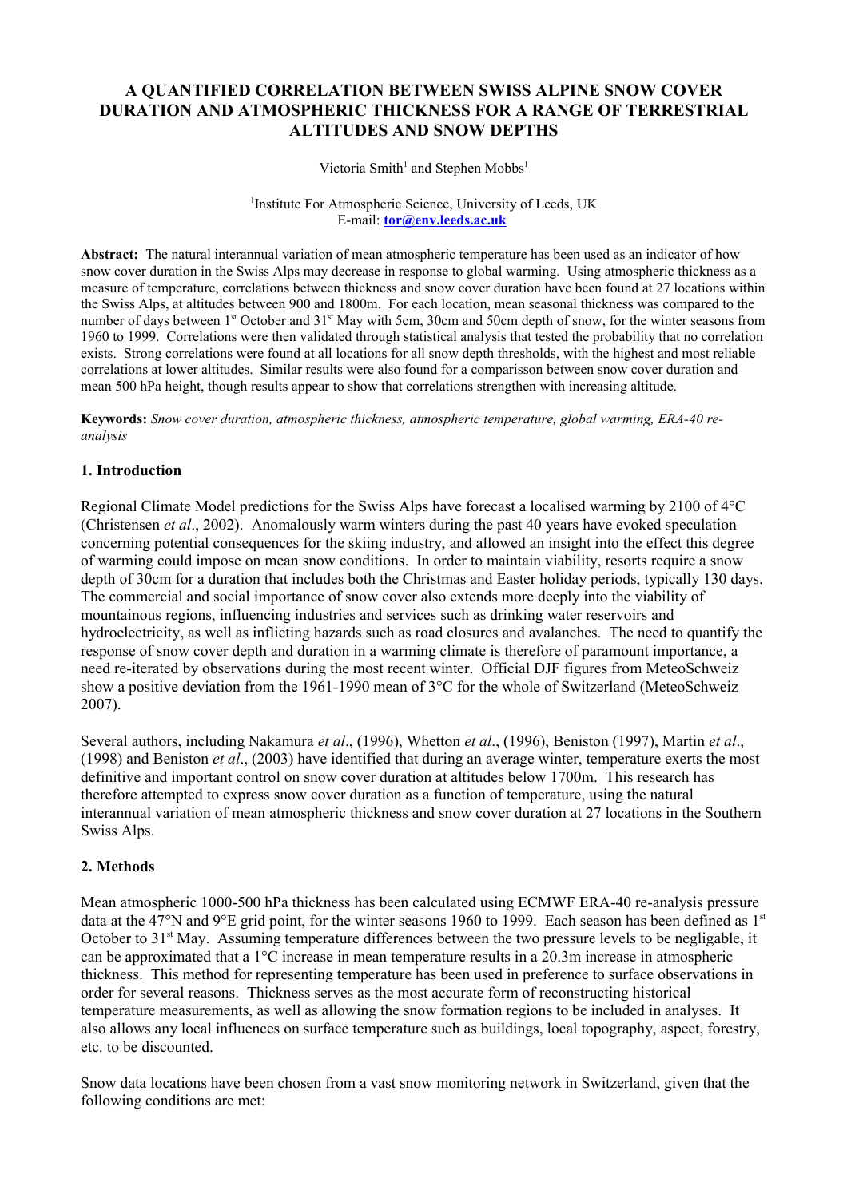# A QUANTIFIED CORRELATION BETWEEN SWISS ALPINE SNOW COVER DURATION AND ATMOSPHERIC THICKNESS FOR A RANGE OF TERRESTRIAL ALTITUDES AND SNOW DEPTHS

Victoria Smith[1] and Stephen Mobbs[1]

[1]Institute For Atmospheric Science, University of Leeds, UK
E-mail: **tor@env.leeds.ac.uk**

**Abstract:** The natural interannual variation of mean atmospheric temperature has been used as an indicator of how snow cover duration in the Swiss Alps may decrease in response to global warming. Using atmospheric thickness as a measure of temperature, correlations between thickness and snow cover duration have been found at 27 locations within the Swiss Alps, at altitudes between 900 and 1800m. For each location, mean seasonal thickness was compared to the number of days between 1st October and 31st May with 5cm, 30cm and 50cm depth of snow, for the winter seasons from 1960 to 1999. Correlations were then validated through statistical analysis that tested the probability that no correlation exists. Strong correlations were found at all locations for all snow depth thresholds, with the highest and most reliable correlations at lower altitudes. Similar results were also found for a comparisson between snow cover duration and mean 500 hPa height, though results appear to show that correlations strengthen with increasing altitude.

**Keywords:** *Snow cover duration, atmospheric thickness, atmospheric temperature, global warming, ERA-40 re-analysis*

## 1. Introduction

Regional Climate Model predictions for the Swiss Alps have forecast a localised warming by 2100 of 4°C (Christensen *et al*., 2002). Anomalously warm winters during the past 40 years have evoked speculation concerning potential consequences for the skiing industry, and allowed an insight into the effect this degree of warming could impose on mean snow conditions. In order to maintain viability, resorts require a snow depth of 30cm for a duration that includes both the Christmas and Easter holiday periods, typically 130 days. The commercial and social importance of snow cover also extends more deeply into the viability of mountainous regions, influencing industries and services such as drinking water reservoirs and hydroelectricity, as well as inflicting hazards such as road closures and avalanches. The need to quantify the response of snow cover depth and duration in a warming climate is therefore of paramount importance, a need re-iterated by observations during the most recent winter. Official DJF figures from MeteoSchweiz show a positive deviation from the 1961-1990 mean of 3°C for the whole of Switzerland (MeteoSchweiz 2007).

Several authors, including Nakamura *et al*., (1996), Whetton *et al*., (1996), Beniston (1997), Martin *et al*., (1998) and Beniston *et al*., (2003) have identified that during an average winter, temperature exerts the most definitive and important control on snow cover duration at altitudes below 1700m. This research has therefore attempted to express snow cover duration as a function of temperature, using the natural interannual variation of mean atmospheric thickness and snow cover duration at 27 locations in the Southern Swiss Alps.

## 2. Methods

Mean atmospheric 1000-500 hPa thickness has been calculated using ECMWF ERA-40 re-analysis pressure data at the 47°N and 9°E grid point, for the winter seasons 1960 to 1999. Each season has been defined as 1st October to 31st May. Assuming temperature differences between the two pressure levels to be negligable, it can be approximated that a 1°C increase in mean temperature results in a 20.3m increase in atmospheric thickness. This method for representing temperature has been used in preference to surface observations in order for several reasons. Thickness serves as the most accurate form of reconstructing historical temperature measurements, as well as allowing the snow formation regions to be included in analyses. It also allows any local influences on surface temperature such as buildings, local topography, aspect, forestry, etc. to be discounted.

Snow data locations have been chosen from a vast snow monitoring network in Switzerland, given that the following conditions are met: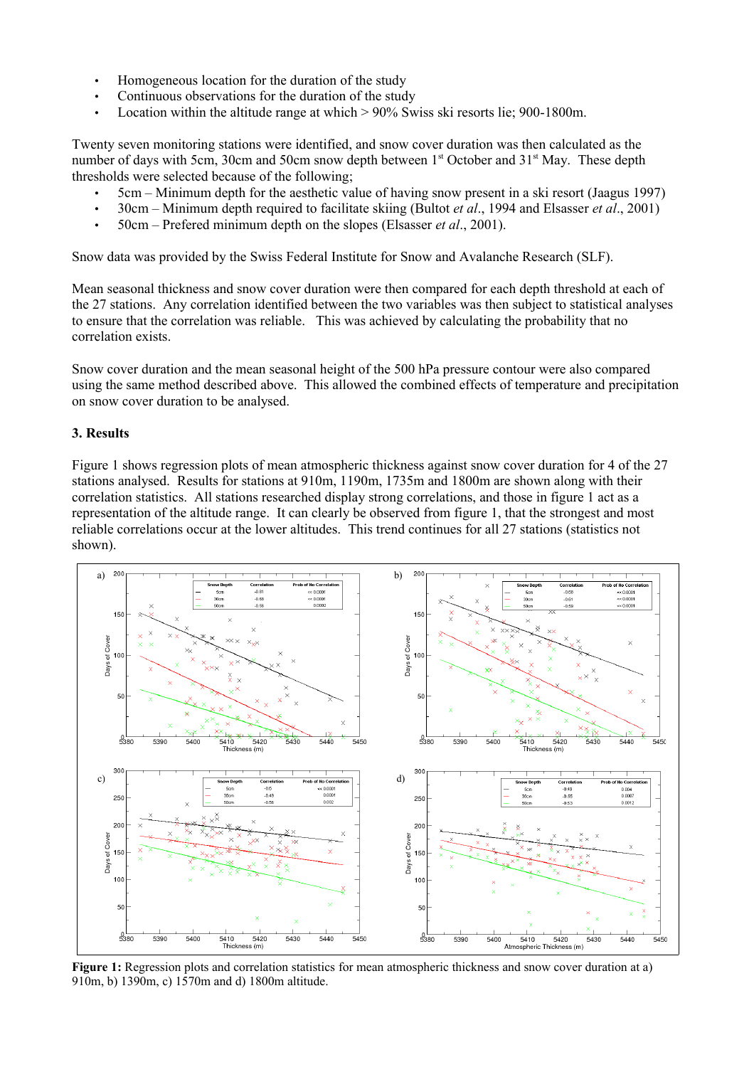- Homogeneous location for the duration of the study
- Continuous observations for the duration of the study
- Location within the altitude range at which > 90% Swiss ski resorts lie; 900-1800m.

Twenty seven monitoring stations were identified, and snow cover duration was then calculated as the number of days with 5cm, 30cm and 50cm snow depth between 1st October and 31st May. These depth thresholds were selected because of the following;

- 5cm – Minimum depth for the aesthetic value of having snow present in a ski resort (Jaagus 1997)
- 30cm – Minimum depth required to facilitate skiing (Bultot *et al*., 1994 and Elsasser *et al*., 2001)
- 50cm – Prefered minimum depth on the slopes (Elsasser *et al*., 2001).

Snow data was provided by the Swiss Federal Institute for Snow and Avalanche Research (SLF).

Mean seasonal thickness and snow cover duration were then compared for each depth threshold at each of the 27 stations. Any correlation identified between the two variables was then subject to statistical analyses to ensure that the correlation was reliable. This was achieved by calculating the probability that no correlation exists.

Snow cover duration and the mean seasonal height of the 500 hPa pressure contour were also compared using the same method described above. This allowed the combined effects of temperature and precipitation on snow cover duration to be analysed.

## 3. Results

Figure 1 shows regression plots of mean atmospheric thickness against snow cover duration for 4 of the 27 stations analysed. Results for stations at 910m, 1190m, 1735m and 1800m are shown along with their correlation statistics. All stations researched display strong correlations, and those in figure 1 act as a representation of the altitude range. It can clearly be observed from figure 1, that the strongest and most reliable correlations occur at the lower altitudes. This trend continues for all 27 stations (statistics not shown).

**Figure 1:** Regression plots and correlation statistics for mean atmospheric thickness and snow cover duration at a) 910m, b) 1390m, c) 1570m and d) 1800m altitude.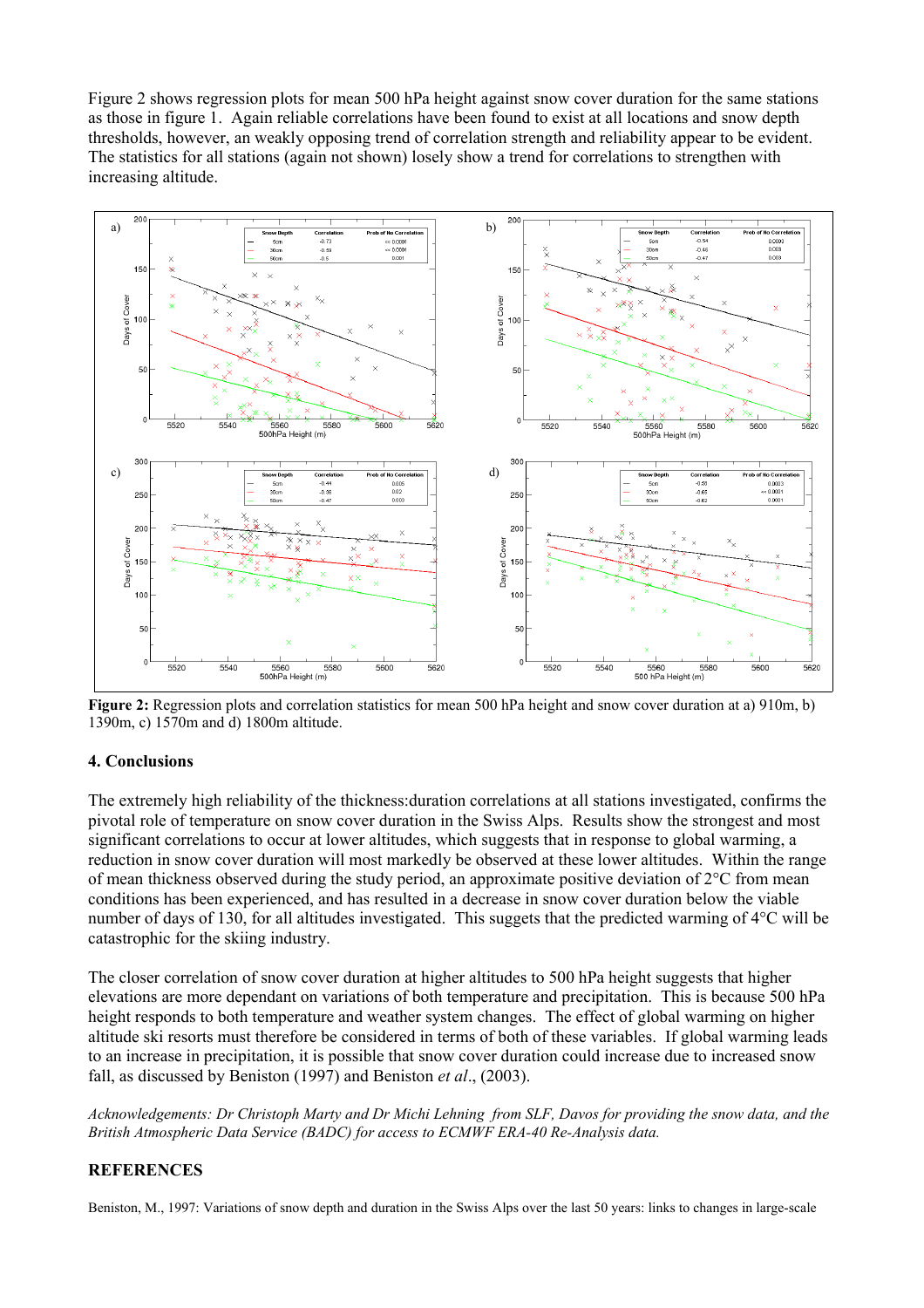Figure 2 shows regression plots for mean 500 hPa height against snow cover duration for the same stations as those in figure 1. Again reliable correlations have been found to exist at all locations and snow depth thresholds, however, an weakly opposing trend of correlation strength and reliability appear to be evident. The statistics for all stations (again not shown) losely show a trend for correlations to strengthen with increasing altitude.

**Figure 2:** Regression plots and correlation statistics for mean 500 hPa height and snow cover duration at a) 910m, b) 1390m, c) 1570m and d) 1800m altitude.

## 4. Conclusions

The extremely high reliability of the thickness:duration correlations at all stations investigated, confirms the pivotal role of temperature on snow cover duration in the Swiss Alps. Results show the strongest and most significant correlations to occur at lower altitudes, which suggests that in response to global warming, a reduction in snow cover duration will most markedly be observed at these lower altitudes. Within the range of mean thickness observed during the study period, an approximate positive deviation of 2°C from mean conditions has been experienced, and has resulted in a decrease in snow cover duration below the viable number of days of 130, for all altitudes investigated. This suggets that the predicted warming of 4°C will be catastrophic for the skiing industry.

The closer correlation of snow cover duration at higher altitudes to 500 hPa height suggests that higher elevations are more dependant on variations of both temperature and precipitation. This is because 500 hPa height responds to both temperature and weather system changes. The effect of global warming on higher altitude ski resorts must therefore be considered in terms of both of these variables. If global warming leads to an increase in precipitation, it is possible that snow cover duration could increase due to increased snow fall, as discussed by Beniston (1997) and Beniston *et al*., (2003).

*Acknowledgements: Dr Christoph Marty and Dr Michi Lehning from SLF, Davos for providing the snow data, and the British Atmospheric Data Service (BADC) for access to ECMWF ERA-40 Re-Analysis data.*

## REFERENCES

Beniston, M., 1997: Variations of snow depth and duration in the Swiss Alps over the last 50 years: links to changes in large-scale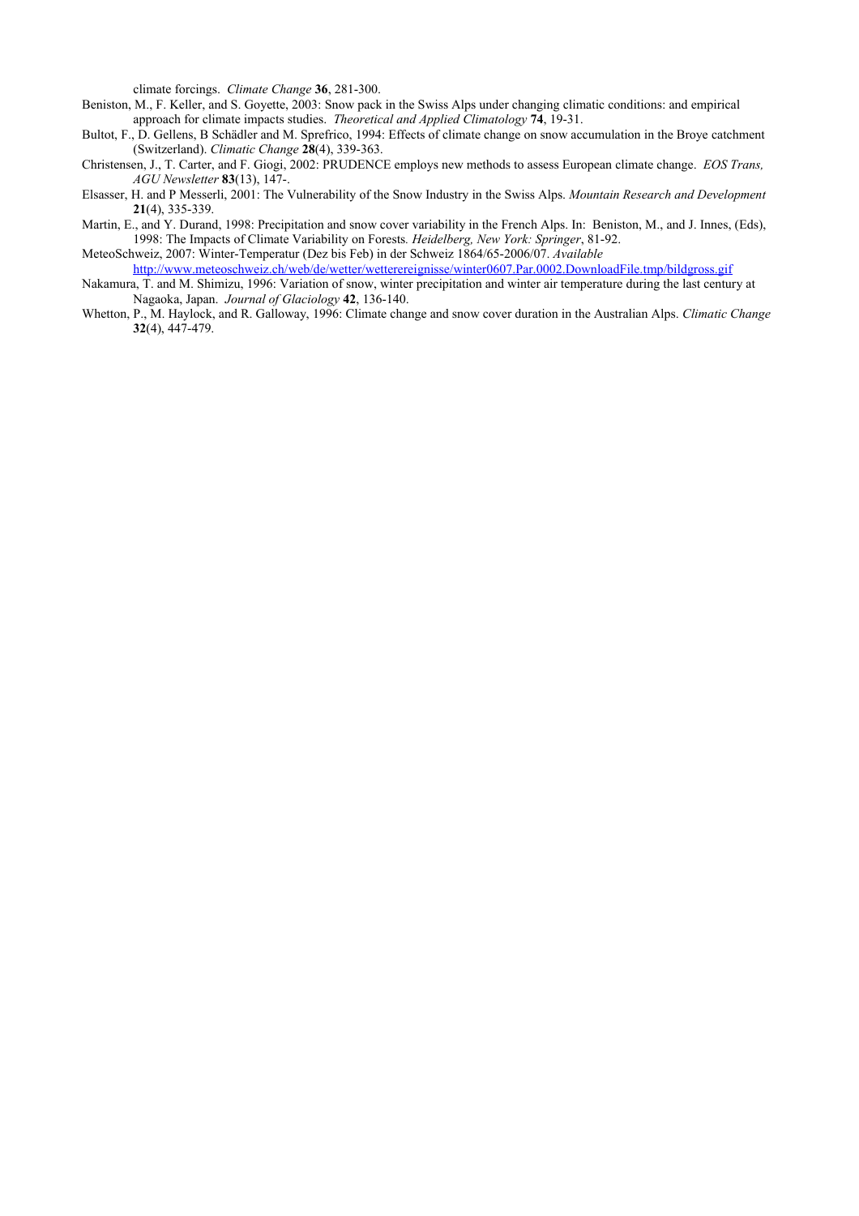climate forcings. *Climate Change* **36**, 281-300.

Beniston, M., F. Keller, and S. Goyette, 2003: Snow pack in the Swiss Alps under changing climatic conditions: and empirical approach for climate impacts studies. *Theoretical and Applied Climatology* **74**, 19-31.

Bultot, F., D. Gellens, B Schädler and M. Sprefrico, 1994: Effects of climate change on snow accumulation in the Broye catchment (Switzerland). *Climatic Change* **28**(4), 339-363.

Christensen, J., T. Carter, and F. Giogi, 2002: PRUDENCE employs new methods to assess European climate change. *EOS Trans, AGU Newsletter* **83**(13), 147-.

Elsasser, H. and P Messerli, 2001: The Vulnerability of the Snow Industry in the Swiss Alps. *Mountain Research and Development* **21**(4), 335-339.

Martin, E., and Y. Durand, 1998: Precipitation and snow cover variability in the French Alps. In: Beniston, M., and J. Innes, (Eds), 1998: The Impacts of Climate Variability on Forests*. Heidelberg, New York: Springer*, 81-92.

MeteoSchweiz, 2007: Winter-Temperatur (Dez bis Feb) in der Schweiz 1864/65-2006/07. *Available* http://www.meteoschweiz.ch/web/de/wetter/wetterereignisse/winter0607.Par.0002.DownloadFile.tmp/bildgross.gif

Nakamura, T. and M. Shimizu, 1996: Variation of snow, winter precipitation and winter air temperature during the last century at Nagaoka, Japan. *Journal of Glaciology* **42**, 136-140.

Whetton, P., M. Haylock, and R. Galloway, 1996: Climate change and snow cover duration in the Australian Alps. *Climatic Change* **32**(4), 447-479.